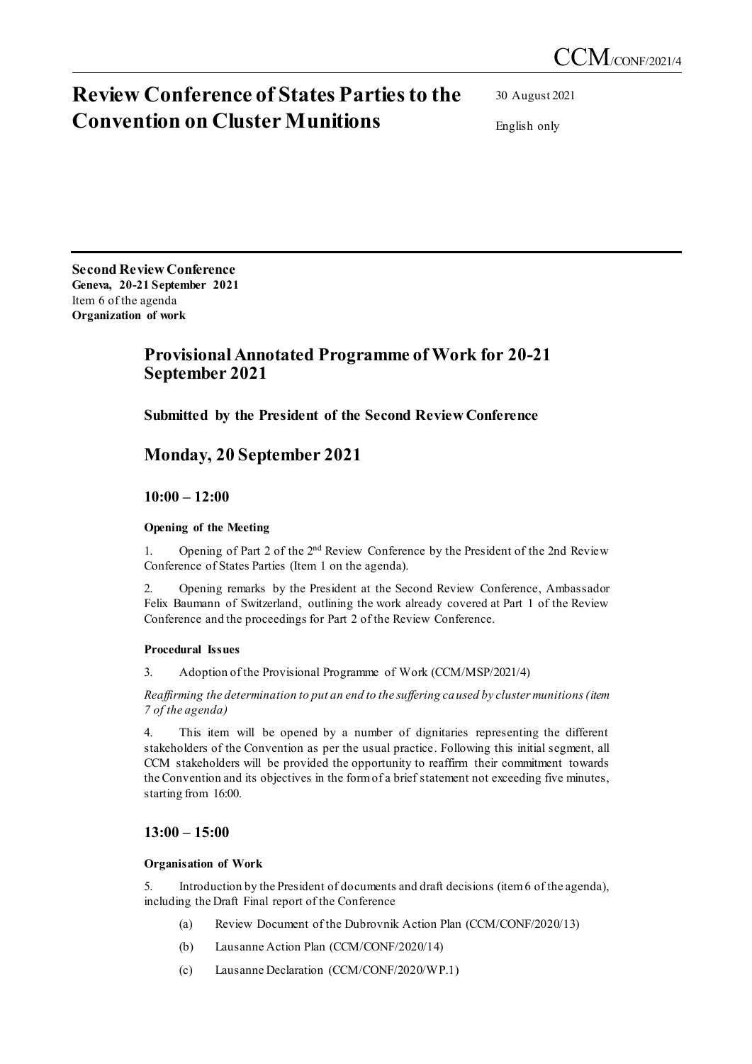CCM/CONF/2021/4

# Review Conference of States Parties to the Convention on Cluster Munitions

30 August 2021

English only

**Second Review Conference**
**Geneva, 20-21 September 2021**
Item 6 of the agenda
**Organization of work**

## Provisional Annotated Programme of Work for 20-21 September 2021

### Submitted by the President of the Second Review Conference

## Monday, 20 September 2021

### 10:00 – 12:00

#### Opening of the Meeting

1. Opening of Part 2 of the 2nd Review Conference by the President of the 2nd Review Conference of States Parties (Item 1 on the agenda).

2. Opening remarks by the President at the Second Review Conference, Ambassador Felix Baumann of Switzerland, outlining the work already covered at Part 1 of the Review Conference and the proceedings for Part 2 of the Review Conference.

#### Procedural Issues

3. Adoption of the Provisional Programme of Work (CCM/MSP/2021/4)

*Reaffirming the determination to put an end to the suffering caused by cluster munitions (item 7 of the agenda)*

4. This item will be opened by a number of dignitaries representing the different stakeholders of the Convention as per the usual practice. Following this initial segment, all CCM stakeholders will be provided the opportunity to reaffirm their commitment towards the Convention and its objectives in the form of a brief statement not exceeding five minutes, starting from 16:00.

### 13:00 – 15:00

#### Organisation of Work

5. Introduction by the President of documents and draft decisions (item 6 of the agenda), including the Draft Final report of the Conference

   (a) Review Document of the Dubrovnik Action Plan (CCM/CONF/2020/13)

   (b) Lausanne Action Plan (CCM/CONF/2020/14)

   (c) Lausanne Declaration (CCM/CONF/2020/WP.1)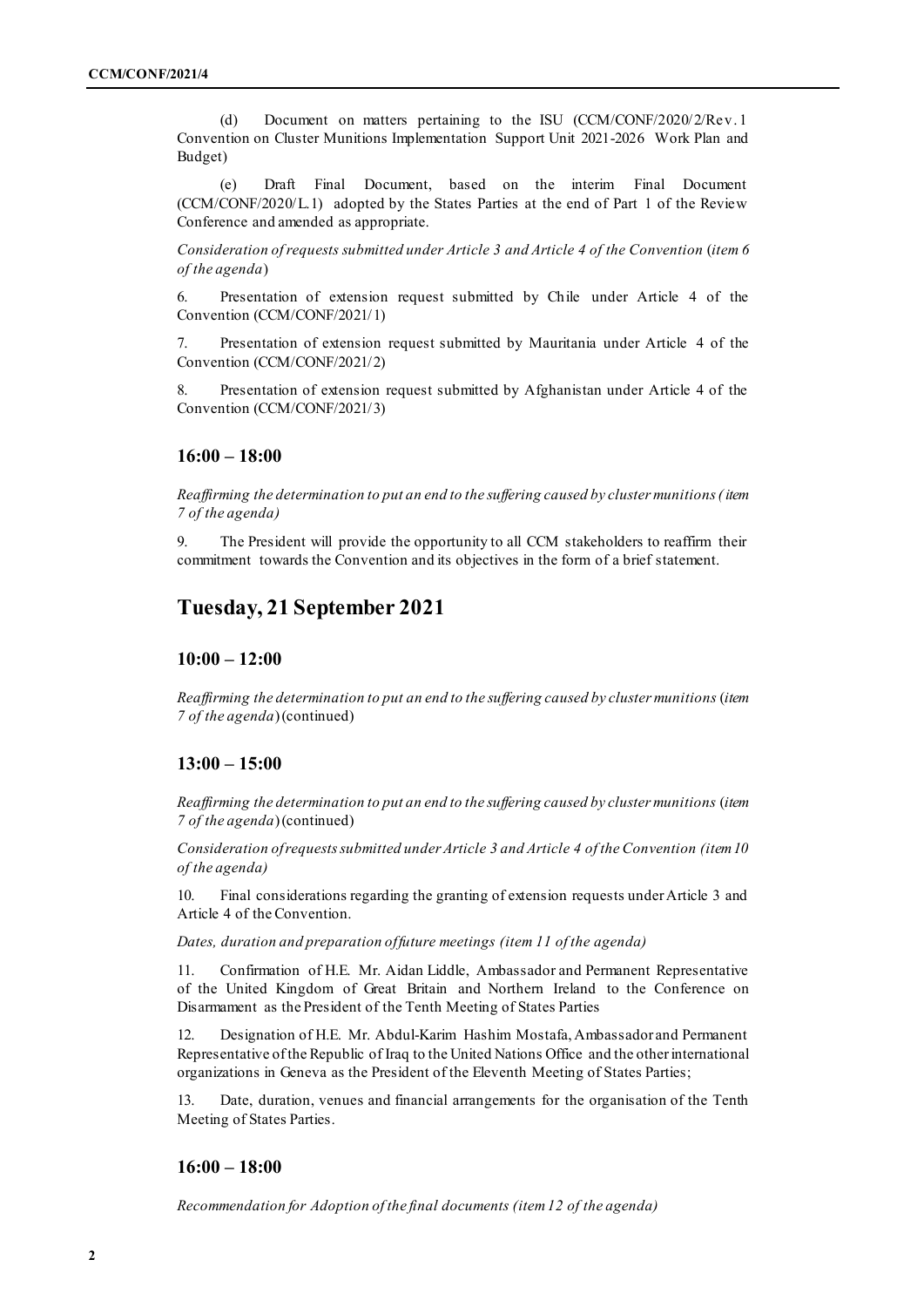(d) Document on matters pertaining to the ISU (CCM/CONF/2020/2/Rev.1 Convention on Cluster Munitions Implementation Support Unit 2021-2026 Work Plan and Budget)

(e) Draft Final Document, based on the interim Final Document (CCM/CONF/2020/L.1) adopted by the States Parties at the end of Part 1 of the Review Conference and amended as appropriate.

*Consideration of requests submitted under Article 3 and Article 4 of the Convention* (*item 6 of the agenda*)

6. Presentation of extension request submitted by Chile under Article 4 of the Convention (CCM/CONF/2021/1)

7. Presentation of extension request submitted by Mauritania under Article 4 of the Convention (CCM/CONF/2021/2)

8. Presentation of extension request submitted by Afghanistan under Article 4 of the Convention (CCM/CONF/2021/3)

### 16:00 – 18:00

*Reaffirming the determination to put an end to the suffering caused by cluster munitions (item 7 of the agenda)*

9. The President will provide the opportunity to all CCM stakeholders to reaffirm their commitment towards the Convention and its objectives in the form of a brief statement.

## Tuesday, 21 September 2021

### 10:00 – 12:00

*Reaffirming the determination to put an end to the suffering caused by cluster munitions* (*item 7 of the agenda*) (continued)

### 13:00 – 15:00

*Reaffirming the determination to put an end to the suffering caused by cluster munitions* (*item 7 of the agenda*) (continued)

*Consideration of requests submitted under Article 3 and Article 4 of the Convention (item 10 of the agenda)*

10. Final considerations regarding the granting of extension requests under Article 3 and Article 4 of the Convention.

*Dates, duration and preparation of future meetings (item 11 of the agenda)*

11. Confirmation of H.E. Mr. Aidan Liddle, Ambassador and Permanent Representative of the United Kingdom of Great Britain and Northern Ireland to the Conference on Disarmament as the President of the Tenth Meeting of States Parties

12. Designation of H.E. Mr. Abdul-Karim Hashim Mostafa, Ambassador and Permanent Representative of the Republic of Iraq to the United Nations Office and the other international organizations in Geneva as the President of the Eleventh Meeting of States Parties;

13. Date, duration, venues and financial arrangements for the organisation of the Tenth Meeting of States Parties.

### 16:00 – 18:00

*Recommendation for Adoption of the final documents (item 12 of the agenda)*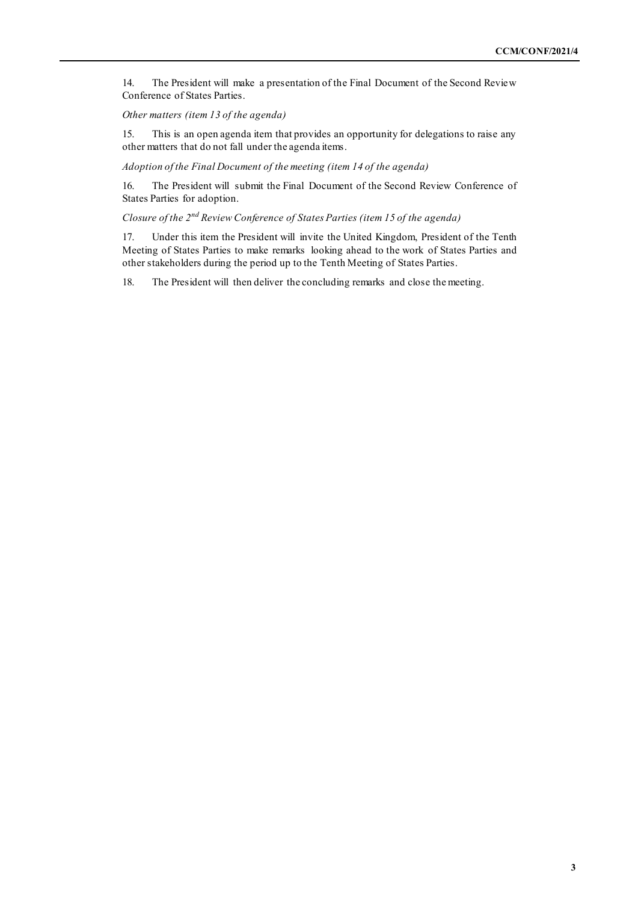14. The President will make a presentation of the Final Document of the Second Review Conference of States Parties.

*Other matters (item 13 of the agenda)*

15. This is an open agenda item that provides an opportunity for delegations to raise any other matters that do not fall under the agenda items.

*Adoption of the Final Document of the meeting (item 14 of the agenda)*

16. The President will submit the Final Document of the Second Review Conference of States Parties for adoption.

*Closure of the 2nd Review Conference of States Parties (item 15 of the agenda)*

17. Under this item the President will invite the United Kingdom, President of the Tenth Meeting of States Parties to make remarks looking ahead to the work of States Parties and other stakeholders during the period up to the Tenth Meeting of States Parties.

18. The President will then deliver the concluding remarks and close the meeting.